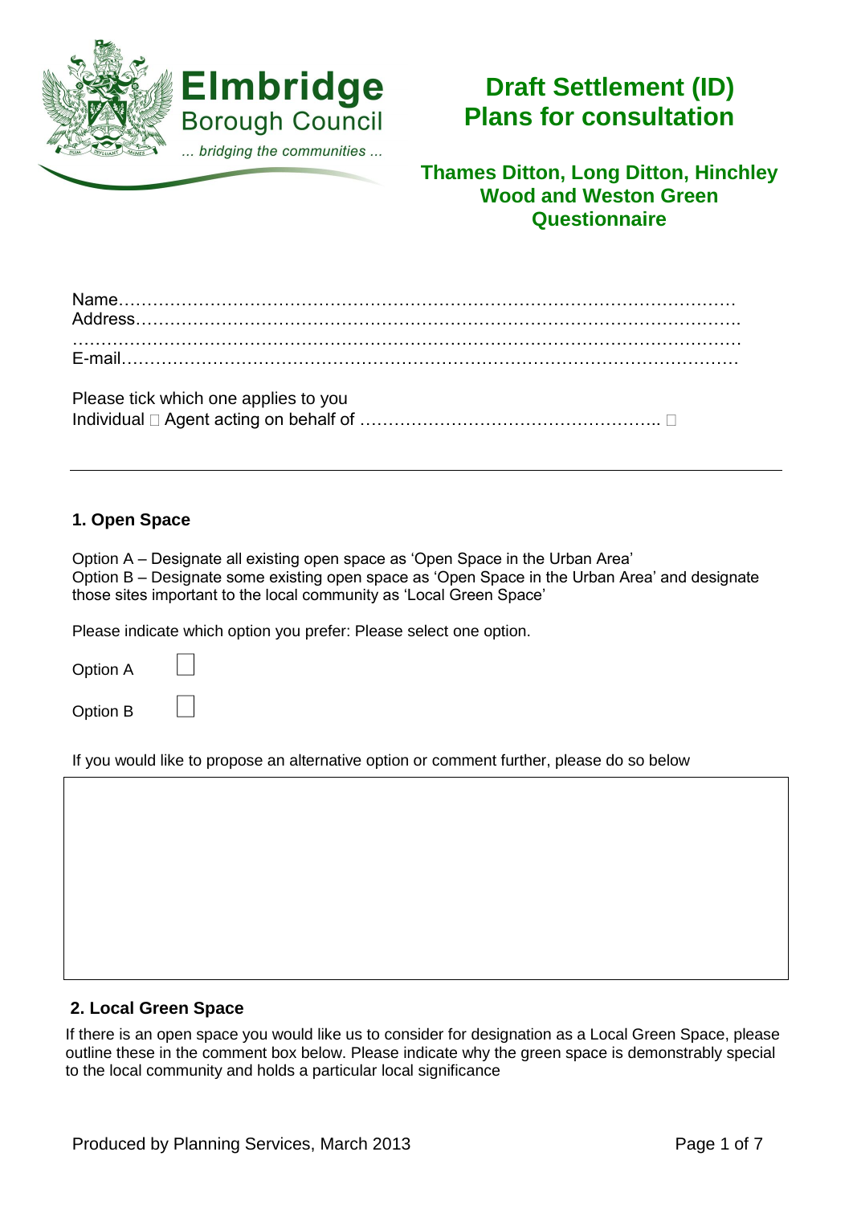Elmbridge Borough Council

*... bridging the communities ...*

# Draft Settlement (ID) Plans for consultation

## Thames Ditton, Long Ditton, Hinchley Wood and Weston Green Questionnaire

Name…………………………………………………………………………………………………
Address……………………………………………………………………………………………….
…………………………………………………………………………………………………………
E-mail………………………………………………………………………………………………

Please tick which one applies to you
Individual ☐ Agent acting on behalf of …………………………………………….. ☐

---

### 1. Open Space

Option A – Designate all existing open space as 'Open Space in the Urban Area'
Option B – Designate some existing open space as 'Open Space in the Urban Area' and designate those sites important to the local community as 'Local Green Space'

Please indicate which option you prefer: Please select one option.

Option A ☐

Option B ☐

If you would like to propose an alternative option or comment further, please do so below

### 2. Local Green Space

If there is an open space you would like us to consider for designation as a Local Green Space, please outline these in the comment box below. Please indicate why the green space is demonstrably special to the local community and holds a particular local significance

Produced by Planning Services, March 2013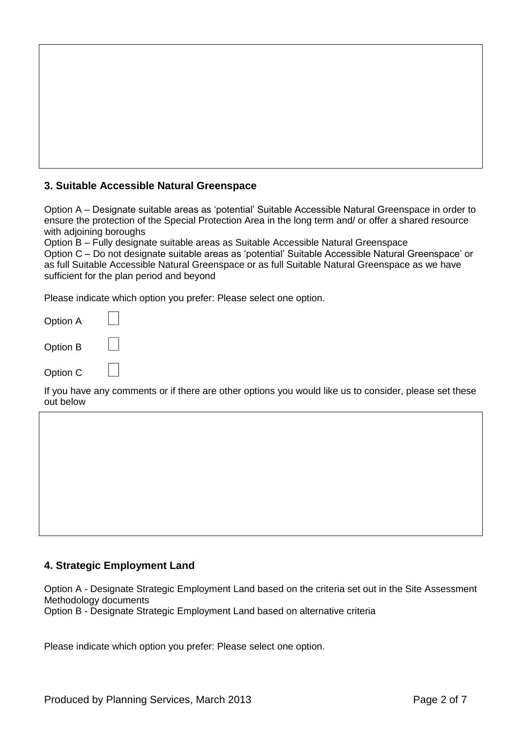### 3. Suitable Accessible Natural Greenspace

Option A – Designate suitable areas as 'potential' Suitable Accessible Natural Greenspace in order to ensure the protection of the Special Protection Area in the long term and/ or offer a shared resource with adjoining boroughs
Option B – Fully designate suitable areas as Suitable Accessible Natural Greenspace
Option C – Do not designate suitable areas as 'potential' Suitable Accessible Natural Greenspace' or as full Suitable Accessible Natural Greenspace or as full Suitable Natural Greenspace as we have sufficient for the plan period and beyond

Please indicate which option you prefer: Please select one option.

Option A ☐

Option B ☐

Option C ☐

If you have any comments or if there are other options you would like us to consider, please set these out below

### 4. Strategic Employment Land

Option A - Designate Strategic Employment Land based on the criteria set out in the Site Assessment Methodology documents
Option B - Designate Strategic Employment Land based on alternative criteria

Please indicate which option you prefer: Please select one option.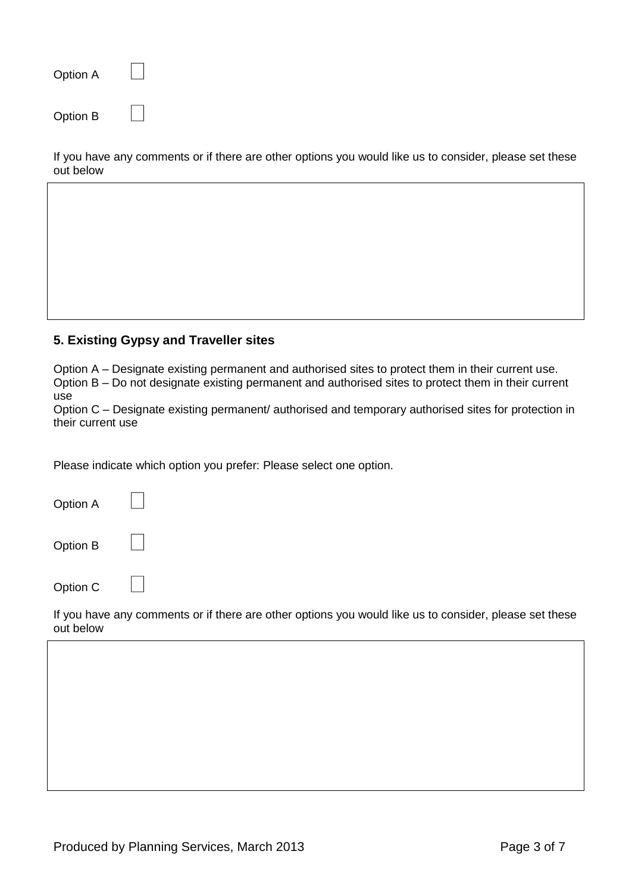Option A ☐

Option B ☐

If you have any comments or if there are other options you would like us to consider, please set these out below

| |
|---|
| |

### 5. Existing Gypsy and Traveller sites

Option A – Designate existing permanent and authorised sites to protect them in their current use.
Option B – Do not designate existing permanent and authorised sites to protect them in their current use
Option C – Designate existing permanent/ authorised and temporary authorised sites for protection in their current use

Please indicate which option you prefer: Please select one option.

Option A ☐

Option B ☐

Option C ☐

If you have any comments or if there are other options you would like us to consider, please set these out below

| |
|---|
| |

Produced by Planning Services, March 2013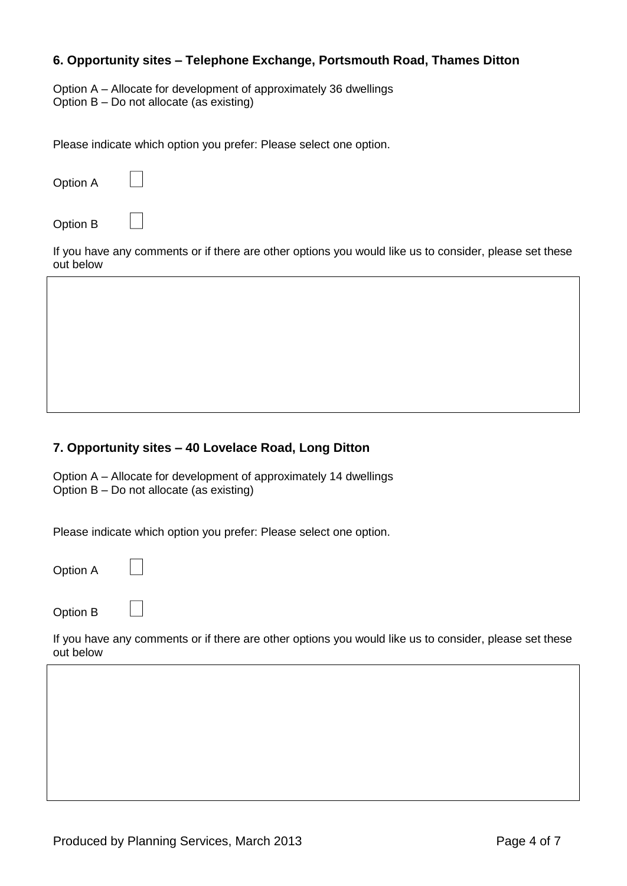### 6. Opportunity sites – Telephone Exchange, Portsmouth Road, Thames Ditton

Option A – Allocate for development of approximately 36 dwellings
Option B – Do not allocate (as existing)

Please indicate which option you prefer: Please select one option.

Option A ☐

Option B ☐

If you have any comments or if there are other options you would like us to consider, please set these out below

|   |
|---|
|   |

### 7. Opportunity sites – 40 Lovelace Road, Long Ditton

Option A – Allocate for development of approximately 14 dwellings
Option B – Do not allocate (as existing)

Please indicate which option you prefer: Please select one option.

Option A ☐

Option B ☐

If you have any comments or if there are other options you would like us to consider, please set these out below

|   |
|---|
|   |

Produced by Planning Services, March 2013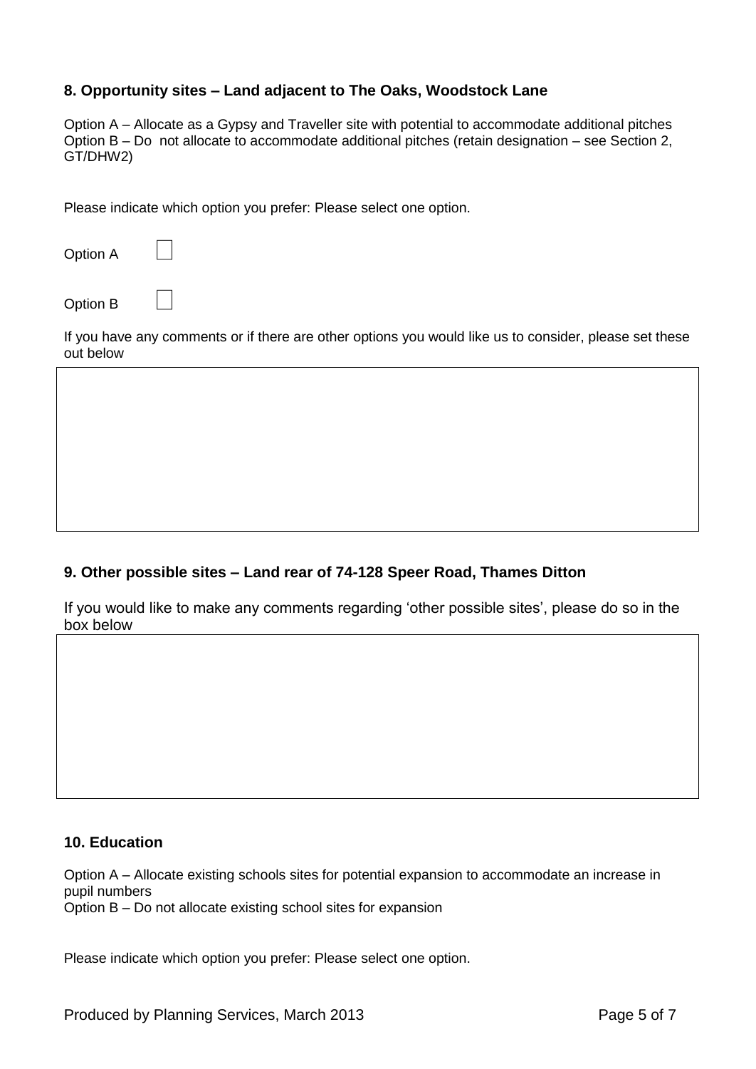### 8. Opportunity sites – Land adjacent to The Oaks, Woodstock Lane

Option A – Allocate as a Gypsy and Traveller site with potential to accommodate additional pitches
Option B – Do not allocate to accommodate additional pitches (retain designation – see Section 2, GT/DHW2)

Please indicate which option you prefer: Please select one option.

Option A ☐

Option B ☐

If you have any comments or if there are other options you would like us to consider, please set these out below

| |
|---|
| |

### 9. Other possible sites – Land rear of 74-128 Speer Road, Thames Ditton

If you would like to make any comments regarding 'other possible sites', please do so in the box below

| |
|---|
| |

### 10. Education

Option A – Allocate existing schools sites for potential expansion to accommodate an increase in pupil numbers
Option B – Do not allocate existing school sites for expansion

Please indicate which option you prefer: Please select one option.

Produced by Planning Services, March 2013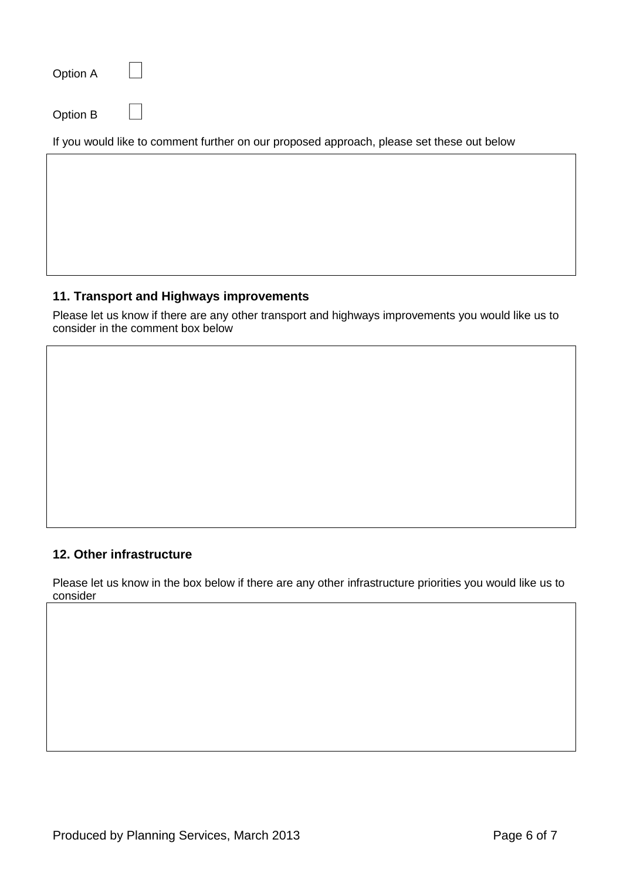Option A ☐

Option B ☐

If you would like to comment further on our proposed approach, please set these out below

|   |
|---|
|   |

## 11. Transport and Highways improvements

Please let us know if there are any other transport and highways improvements you would like us to consider in the comment box below

|   |
|---|
|   |

## 12. Other infrastructure

Please let us know in the box below if there are any other infrastructure priorities you would like us to consider

|   |
|---|
|   |

Produced by Planning Services, March 2013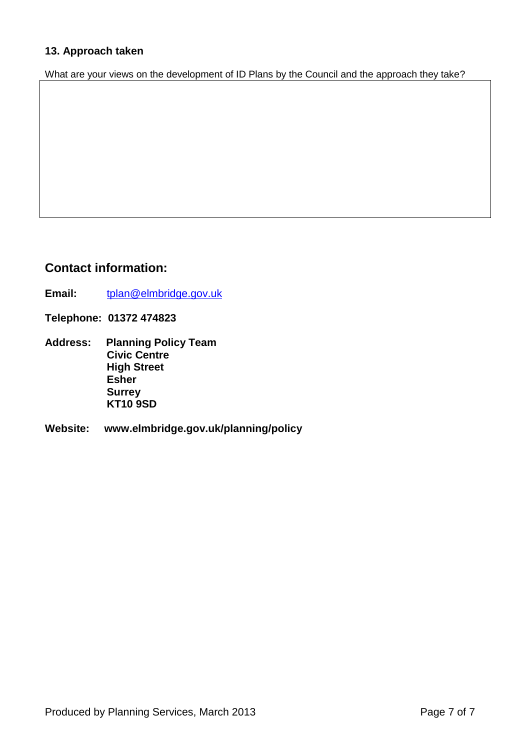### 13. Approach taken

What are your views on the development of ID Plans by the Council and the approach they take?

## Contact information:

**Email:** tplan@elmbridge.gov.uk

**Telephone: 01372 474823**

**Address: Planning Policy Team**
**Civic Centre**
**High Street**
**Esher**
**Surrey**
**KT10 9SD**

**Website: www.elmbridge.gov.uk/planning/policy**

Produced by Planning Services, March 2013